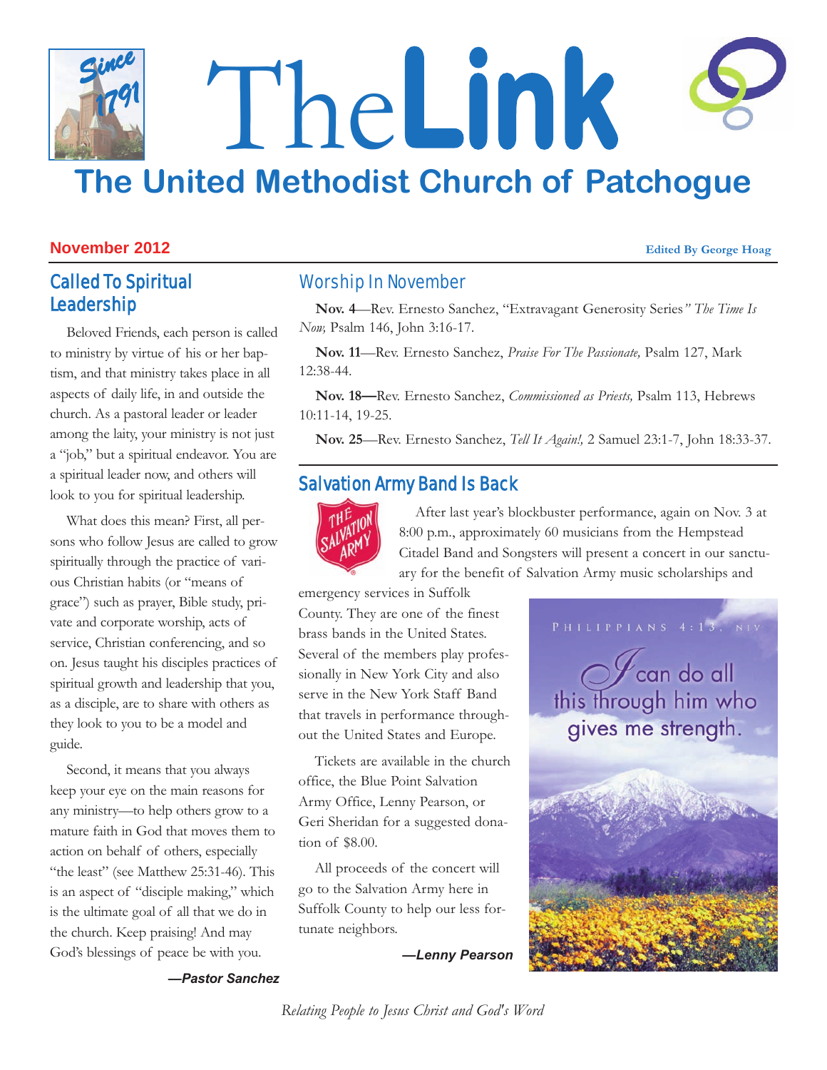# The Link

## The United Methodist Church of Patchogue

**November 2012** **Edited By George Hoag**

### Called To Spiritual Leadership

Beloved Friends, each person is called to ministry by virtue of his or her baptism, and that ministry takes place in all aspects of daily life, in and outside the church. As a pastoral leader or leader among the laity, your ministry is not just a "job," but a spiritual endeavor. You are a spiritual leader now, and others will look to you for spiritual leadership.

What does this mean? First, all persons who follow Jesus are called to grow spiritually through the practice of various Christian habits (or "means of grace") such as prayer, Bible study, private and corporate worship, acts of service, Christian conferencing, and so on. Jesus taught his disciples practices of spiritual growth and leadership that you, as a disciple, are to share with others as they look to you to be a model and guide.

Second, it means that you always keep your eye on the main reasons for any ministry—to help others grow to a mature faith in God that moves them to action on behalf of others, especially "the least" (see Matthew 25:31-46). This is an aspect of "disciple making," which is the ultimate goal of all that we do in the church. Keep praising! And may God's blessings of peace be with you.

***—Pastor Sanchez***

### Worship In November

**Nov. 4**—Rev. Ernesto Sanchez, "Extravagant Generosity Series*" The Time Is Now,* Psalm 146, John 3:16-17.

**Nov. 11**—Rev. Ernesto Sanchez, *Praise For The Passionate,* Psalm 127, Mark 12:38-44.

**Nov. 18—**Rev. Ernesto Sanchez, *Commissioned as Priests,* Psalm 113, Hebrews 10:11-14, 19-25.

**Nov. 25**—Rev. Ernesto Sanchez, *Tell It Again!,* 2 Samuel 23:1-7, John 18:33-37.

### Salvation Army Band Is Back

After last year's blockbuster performance, again on Nov. 3 at 8:00 p.m., approximately 60 musicians from the Hempstead Citadel Band and Songsters will present a concert in our sanctuary for the benefit of Salvation Army music scholarships and emergency services in Suffolk County. They are one of the finest brass bands in the United States. Several of the members play professionally in New York City and also serve in the New York Staff Band that travels in performance throughout the United States and Europe.

Tickets are available in the church office, the Blue Point Salvation Army Office, Lenny Pearson, or Geri Sheridan for a suggested donation of $8.00.

All proceeds of the concert will go to the Salvation Army here in Suffolk County to help our less fortunate neighbors.

***—Lenny Pearson***

PHILIPPIANS 4:13, NIV

I can do all this through him who gives me strength.

*Relating People to Jesus Christ and God's Word*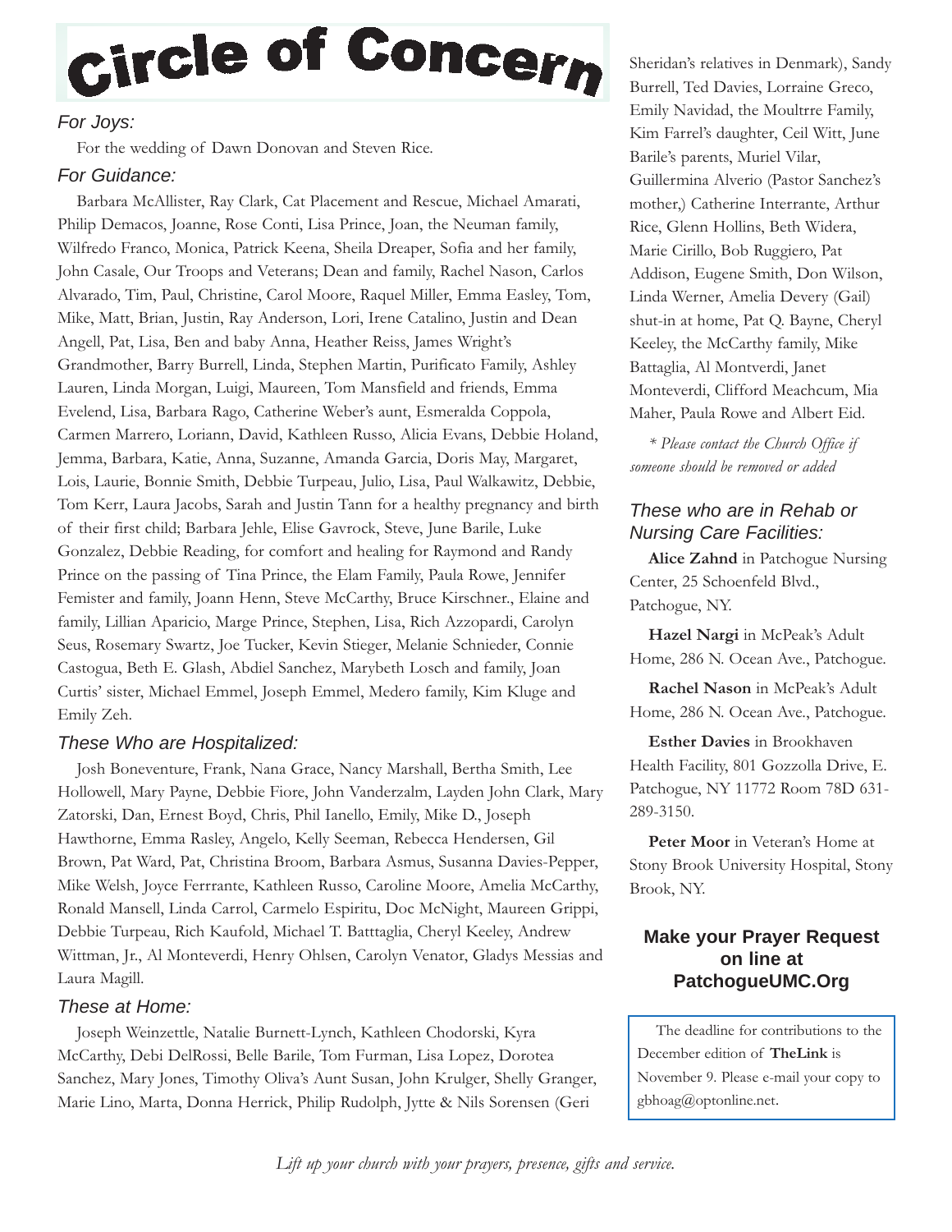# Circle of Concern

### *For Joys:*

For the wedding of Dawn Donovan and Steven Rice.

### *For Guidance:*

Barbara McAllister, Ray Clark, Cat Placement and Rescue, Michael Amarati, Philip Demacos, Joanne, Rose Conti, Lisa Prince, Joan, the Neuman family, Wilfredo Franco, Monica, Patrick Keena, Sheila Dreaper, Sofia and her family, John Casale, Our Troops and Veterans; Dean and family, Rachel Nason, Carlos Alvarado, Tim, Paul, Christine, Carol Moore, Raquel Miller, Emma Easley, Tom, Mike, Matt, Brian, Justin, Ray Anderson, Lori, Irene Catalino, Justin and Dean Angell, Pat, Lisa, Ben and baby Anna, Heather Reiss, James Wright's Grandmother, Barry Burrell, Linda, Stephen Martin, Purificato Family, Ashley Lauren, Linda Morgan, Luigi, Maureen, Tom Mansfield and friends, Emma Evelend, Lisa, Barbara Rago, Catherine Weber's aunt, Esmeralda Coppola, Carmen Marrero, Loriann, David, Kathleen Russo, Alicia Evans, Debbie Holand, Jemma, Barbara, Katie, Anna, Suzanne, Amanda Garcia, Doris May, Margaret, Lois, Laurie, Bonnie Smith, Debbie Turpeau, Julio, Lisa, Paul Walkawitz, Debbie, Tom Kerr, Laura Jacobs, Sarah and Justin Tann for a healthy pregnancy and birth of their first child; Barbara Jehle, Elise Gavrock, Steve, June Barile, Luke Gonzalez, Debbie Reading, for comfort and healing for Raymond and Randy Prince on the passing of Tina Prince, the Elam Family, Paula Rowe, Jennifer Femister and family, Joann Henn, Steve McCarthy, Bruce Kirschner., Elaine and family, Lillian Aparicio, Marge Prince, Stephen, Lisa, Rich Azzopardi, Carolyn Seus, Rosemary Swartz, Joe Tucker, Kevin Stieger, Melanie Schnieder, Connie Castogua, Beth E. Glash, Abdiel Sanchez, Marybeth Losch and family, Joan Curtis' sister, Michael Emmel, Joseph Emmel, Medero family, Kim Kluge and Emily Zeh.

### *These Who are Hospitalized:*

Josh Boneventure, Frank, Nana Grace, Nancy Marshall, Bertha Smith, Lee Hollowell, Mary Payne, Debbie Fiore, John Vanderzalm, Layden John Clark, Mary Zatorski, Dan, Ernest Boyd, Chris, Phil Ianello, Emily, Mike D., Joseph Hawthorne, Emma Rasley, Angelo, Kelly Seeman, Rebecca Hendersen, Gil Brown, Pat Ward, Pat, Christina Broom, Barbara Asmus, Susanna Davies-Pepper, Mike Welsh, Joyce Ferrrante, Kathleen Russo, Caroline Moore, Amelia McCarthy, Ronald Mansell, Linda Carrol, Carmelo Espiritu, Doc McNight, Maureen Grippi, Debbie Turpeau, Rich Kaufold, Michael T. Batttaglia, Cheryl Keeley, Andrew Wittman, Jr., Al Monteverdi, Henry Ohlsen, Carolyn Venator, Gladys Messias and Laura Magill.

### *These at Home:*

Joseph Weinzettle, Natalie Burnett-Lynch, Kathleen Chodorski, Kyra McCarthy, Debi DelRossi, Belle Barile, Tom Furman, Lisa Lopez, Dorotea Sanchez, Mary Jones, Timothy Oliva's Aunt Susan, John Krulger, Shelly Granger, Marie Lino, Marta, Donna Herrick, Philip Rudolph, Jytte & Nils Sorensen (Geri Sheridan's relatives in Denmark), Sandy Burrell, Ted Davies, Lorraine Greco, Emily Navidad, the Moultrre Family, Kim Farrel's daughter, Ceil Witt, June Barile's parents, Muriel Vilar, Guillermina Alverio (Pastor Sanchez's mother,) Catherine Interrante, Arthur Rice, Glenn Hollins, Beth Widera, Marie Cirillo, Bob Ruggiero, Pat Addison, Eugene Smith, Don Wilson, Linda Werner, Amelia Devery (Gail) shut-in at home, Pat Q. Bayne, Cheryl Keeley, the McCarthy family, Mike Battaglia, Al Montverdi, Janet Monteverdi, Clifford Meachcum, Mia Maher, Paula Rowe and Albert Eid.

*\* Please contact the Church Office if someone should be removed or added*

### *These who are in Rehab or Nursing Care Facilities:*

**Alice Zahnd** in Patchogue Nursing Center, 25 Schoenfeld Blvd., Patchogue, NY.

**Hazel Nargi** in McPeak's Adult Home, 286 N. Ocean Ave., Patchogue.

**Rachel Nason** in McPeak's Adult Home, 286 N. Ocean Ave., Patchogue.

**Esther Davies** in Brookhaven Health Facility, 801 Gozzolla Drive, E. Patchogue, NY 11772 Room 78D 631-289-3150.

**Peter Moor** in Veteran's Home at Stony Brook University Hospital, Stony Brook, NY.

## Make your Prayer Request on line at PatchogueUMC.Org

The deadline for contributions to the December edition of **TheLink** is November 9. Please e-mail your copy to gbhoag@optonline.net.

*Lift up your church with your prayers, presence, gifts and service.*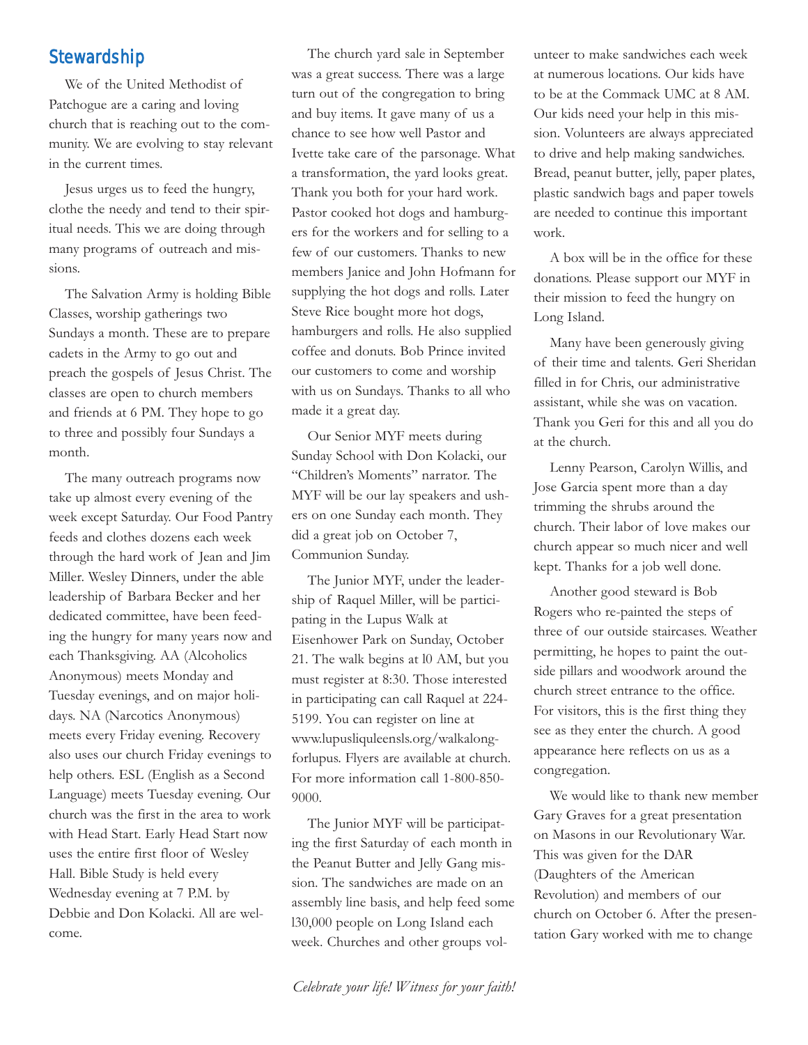## Stewardship

We of the United Methodist of Patchogue are a caring and loving church that is reaching out to the community. We are evolving to stay relevant in the current times.

Jesus urges us to feed the hungry, clothe the needy and tend to their spiritual needs. This we are doing through many programs of outreach and missions.

The Salvation Army is holding Bible Classes, worship gatherings two Sundays a month. These are to prepare cadets in the Army to go out and preach the gospels of Jesus Christ. The classes are open to church members and friends at 6 PM. They hope to go to three and possibly four Sundays a month.

The many outreach programs now take up almost every evening of the week except Saturday. Our Food Pantry feeds and clothes dozens each week through the hard work of Jean and Jim Miller. Wesley Dinners, under the able leadership of Barbara Becker and her dedicated committee, have been feeding the hungry for many years now and each Thanksgiving. AA (Alcoholics Anonymous) meets Monday and Tuesday evenings, and on major holidays. NA (Narcotics Anonymous) meets every Friday evening. Recovery also uses our church Friday evenings to help others. ESL (English as a Second Language) meets Tuesday evening. Our church was the first in the area to work with Head Start. Early Head Start now uses the entire first floor of Wesley Hall. Bible Study is held every Wednesday evening at 7 P.M. by Debbie and Don Kolacki. All are welcome.

The church yard sale in September was a great success. There was a large turn out of the congregation to bring and buy items. It gave many of us a chance to see how well Pastor and Ivette take care of the parsonage. What a transformation, the yard looks great. Thank you both for your hard work. Pastor cooked hot dogs and hamburgers for the workers and for selling to a few of our customers. Thanks to new members Janice and John Hofmann for supplying the hot dogs and rolls. Later Steve Rice bought more hot dogs, hamburgers and rolls. He also supplied coffee and donuts. Bob Prince invited our customers to come and worship with us on Sundays. Thanks to all who made it a great day.

Our Senior MYF meets during Sunday School with Don Kolacki, our "Children's Moments" narrator. The MYF will be our lay speakers and ushers on one Sunday each month. They did a great job on October 7, Communion Sunday.

The Junior MYF, under the leadership of Raquel Miller, will be participating in the Lupus Walk at Eisenhower Park on Sunday, October 21. The walk begins at l0 AM, but you must register at 8:30. Those interested in participating can call Raquel at 224-5199. You can register on line at www.lupusliquleensls.org/walkalongforlupus. Flyers are available at church. For more information call 1-800-850-9000.

The Junior MYF will be participating the first Saturday of each month in the Peanut Butter and Jelly Gang mission. The sandwiches are made on an assembly line basis, and help feed some l30,000 people on Long Island each week. Churches and other groups volunteer to make sandwiches each week at numerous locations. Our kids have to be at the Commack UMC at 8 AM. Our kids need your help in this mission. Volunteers are always appreciated to drive and help making sandwiches. Bread, peanut butter, jelly, paper plates, plastic sandwich bags and paper towels are needed to continue this important work.

A box will be in the office for these donations. Please support our MYF in their mission to feed the hungry on Long Island.

Many have been generously giving of their time and talents. Geri Sheridan filled in for Chris, our administrative assistant, while she was on vacation. Thank you Geri for this and all you do at the church.

Lenny Pearson, Carolyn Willis, and Jose Garcia spent more than a day trimming the shrubs around the church. Their labor of love makes our church appear so much nicer and well kept. Thanks for a job well done.

Another good steward is Bob Rogers who re-painted the steps of three of our outside staircases. Weather permitting, he hopes to paint the outside pillars and woodwork around the church street entrance to the office. For visitors, this is the first thing they see as they enter the church. A good appearance here reflects on us as a congregation.

We would like to thank new member Gary Graves for a great presentation on Masons in our Revolutionary War. This was given for the DAR (Daughters of the American Revolution) and members of our church on October 6. After the presentation Gary worked with me to change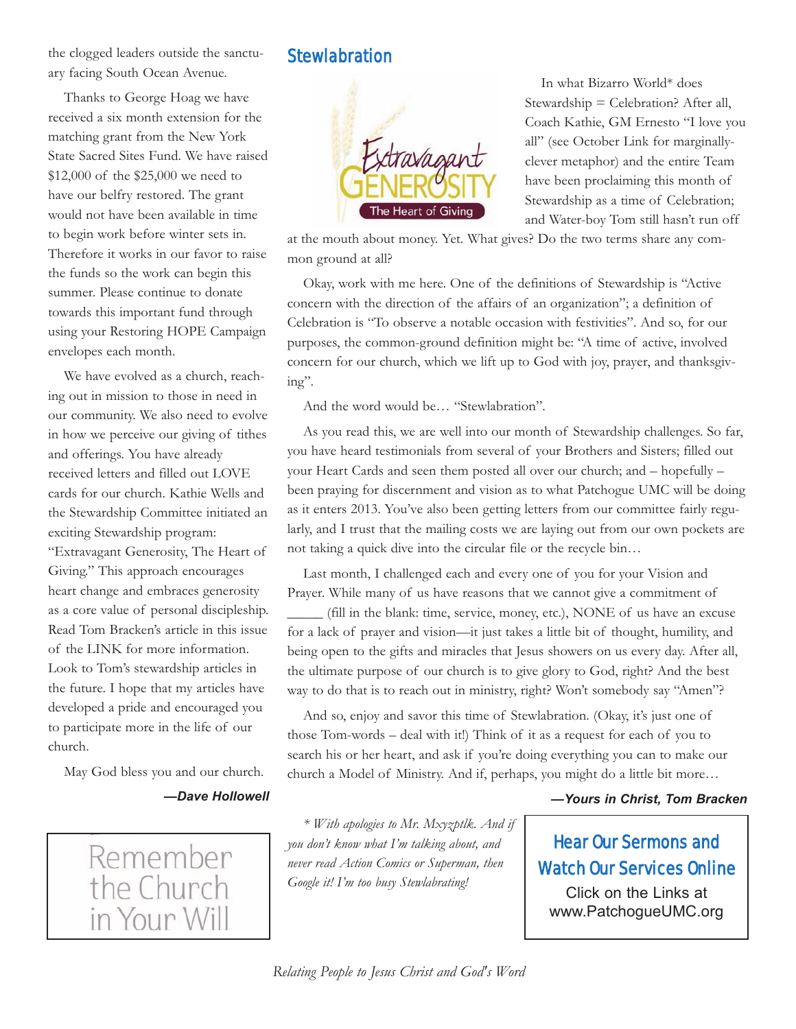the clogged leaders outside the sanctuary facing South Ocean Avenue.

Thanks to George Hoag we have received a six month extension for the matching grant from the New York State Sacred Sites Fund. We have raised $12,000 of the $25,000 we need to have our belfry restored. The grant would not have been available in time to begin work before winter sets in. Therefore it works in our favor to raise the funds so the work can begin this summer. Please continue to donate towards this important fund through using your Restoring HOPE Campaign envelopes each month.

We have evolved as a church, reaching out in mission to those in need in our community. We also need to evolve in how we perceive our giving of tithes and offerings. You have already received letters and filled out LOVE cards for our church. Kathie Wells and the Stewardship Committee initiated an exciting Stewardship program: "Extravagant Generosity, The Heart of Giving." This approach encourages heart change and embraces generosity as a core value of personal discipleship. Read Tom Bracken's article in this issue of the LINK for more information. Look to Tom's stewardship articles in the future. I hope that my articles have developed a pride and encouraged you to participate more in the life of our church.

May God bless you and our church.

***—Dave Hollowell***

Remember the Church in Your Will

## Stewlabration

Extravagant GENEROSITY — The Heart of Giving

In what Bizarro World* does Stewardship = Celebration? After all, Coach Kathie, GM Ernesto "I love you all" (see October Link for marginally-clever metaphor) and the entire Team have been proclaiming this month of Stewardship as a time of Celebration; and Water-boy Tom still hasn't run off at the mouth about money. Yet. What gives? Do the two terms share any common ground at all?

Okay, work with me here. One of the definitions of Stewardship is "Active concern with the direction of the affairs of an organization"; a definition of Celebration is "To observe a notable occasion with festivities". And so, for our purposes, the common-ground definition might be: "A time of active, involved concern for our church, which we lift up to God with joy, prayer, and thanksgiving".

And the word would be… "Stewlabration".

As you read this, we are well into our month of Stewardship challenges. So far, you have heard testimonials from several of your Brothers and Sisters; filled out your Heart Cards and seen them posted all over our church; and – hopefully – been praying for discernment and vision as to what Patchogue UMC will be doing as it enters 2013. You've also been getting letters from our committee fairly regularly, and I trust that the mailing costs we are laying out from our own pockets are not taking a quick dive into the circular file or the recycle bin…

Last month, I challenged each and every one of you for your Vision and Prayer. While many of us have reasons that we cannot give a commitment of _____ (fill in the blank: time, service, money, etc.), NONE of us have an excuse for a lack of prayer and vision—it just takes a little bit of thought, humility, and being open to the gifts and miracles that Jesus showers on us every day. After all, the ultimate purpose of our church is to give glory to God, right? And the best way to do that is to reach out in ministry, right? Won't somebody say "Amen"?

And so, enjoy and savor this time of Stewlabration. (Okay, it's just one of those Tom-words – deal with it!) Think of it as a request for each of you to search his or her heart, and ask if you're doing everything you can to make our church a Model of Ministry. And if, perhaps, you might do a little bit more…

***—Yours in Christ, Tom Bracken***

*\* With apologies to Mr. Mxyzptlk. And if you don't know what I'm talking about, and never read Action Comics or Superman, then Google it! I'm too busy Stewlabrating!*

**Hear Our Sermons and Watch Our Services Online**

Click on the Links at www.PatchogueUMC.org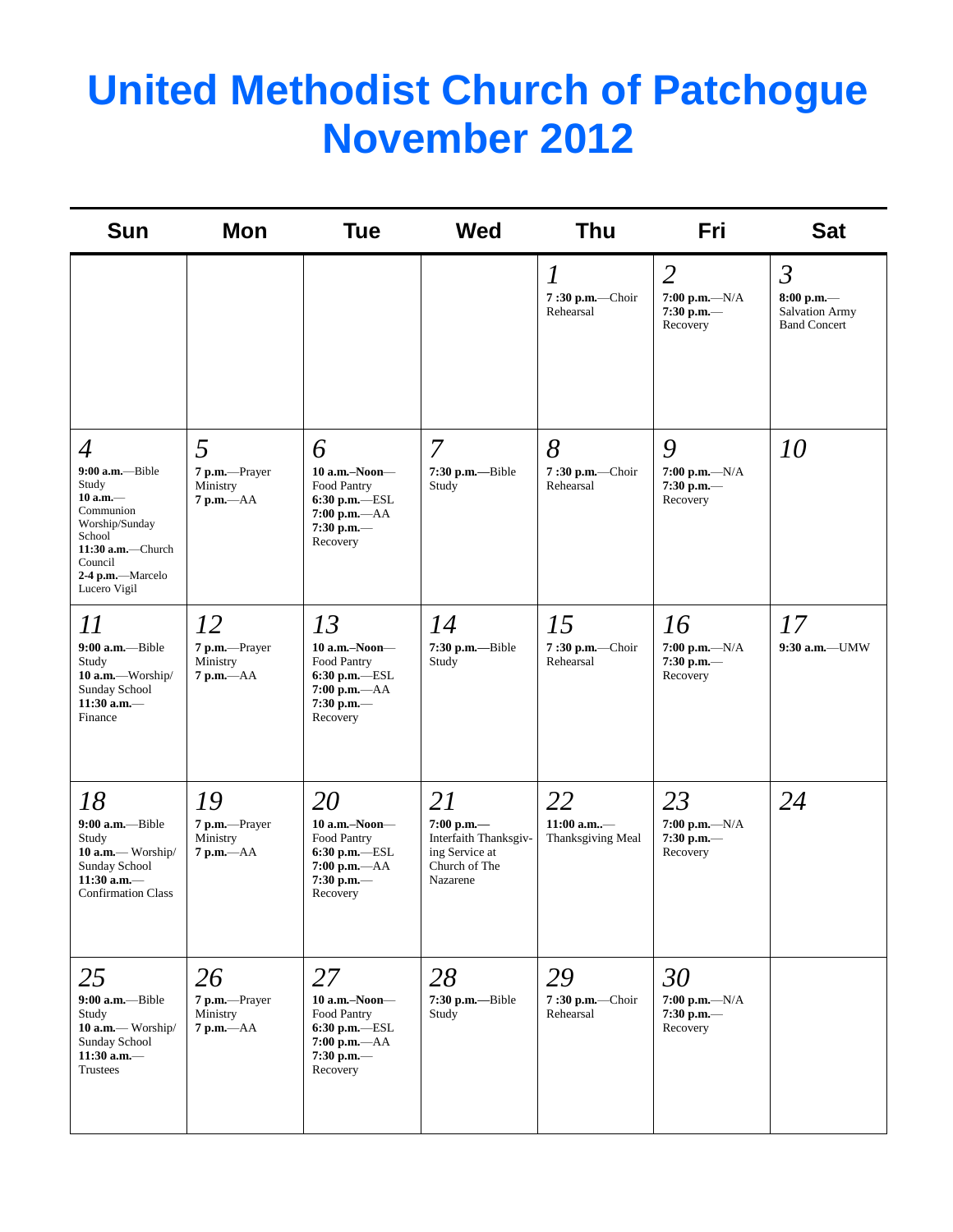# United Methodist Church of Patchogue November 2012

| Sun | Mon | Tue | Wed | Thu | Fri | Sat |
|---|---|---|---|---|---|---|
| | | | | *1*<br>**7 :30 p.m.**—Choir Rehearsal | *2*<br>**7:00 p.m.**—N/A<br>**7:30 p.m.**—Recovery | *3*<br>**8:00 p.m.**—Salvation Army Band Concert |
| *4*<br>**9:00 a.m.**—Bible Study<br>**10 a.m.**—Communion Worship/Sunday School<br>**11:30 a.m.**—Church Council<br>**2-4 p.m.**—Marcelo Lucero Vigil | *5*<br>**7 p.m.**—Prayer Ministry<br>**7 p.m.**—AA | *6*<br>**10 a.m.–Noon**—Food Pantry<br>**6:30 p.m.**—ESL<br>**7:00 p.m.**—AA<br>**7:30 p.m.**—Recovery | *7*<br>**7:30 p.m.**—Bible Study | *8*<br>**7 :30 p.m.**—Choir Rehearsal | *9*<br>**7:00 p.m.**—N/A<br>**7:30 p.m.**—Recovery | *10* |
| *11*<br>**9:00 a.m.**—Bible Study<br>**10 a.m.**—Worship/ Sunday School<br>**11:30 a.m.**—Finance | *12*<br>**7 p.m.**—Prayer Ministry<br>**7 p.m.**—AA | *13*<br>**10 a.m.–Noon**—Food Pantry<br>**6:30 p.m.**—ESL<br>**7:00 p.m.**—AA<br>**7:30 p.m.**—Recovery | *14*<br>**7:30 p.m.**—Bible Study | *15*<br>**7 :30 p.m.**—Choir Rehearsal | *16*<br>**7:00 p.m.**—N/A<br>**7:30 p.m.**—Recovery | *17*<br>**9:30 a.m.**—UMW |
| *18*<br>**9:00 a.m.**—Bible Study<br>**10 a.m.**— Worship/ Sunday School<br>**11:30 a.m.**—Confirmation Class | *19*<br>**7 p.m.**—Prayer Ministry<br>**7 p.m.**—AA | *20*<br>**10 a.m.–Noon**—Food Pantry<br>**6:30 p.m.**—ESL<br>**7:00 p.m.**—AA<br>**7:30 p.m.**—Recovery | *21*<br>**7:00 p.m.**—Interfaith Thanksgiving Service at Church of The Nazarene | *22*<br>**11:00 a.m.**.—Thanksgiving Meal | *23*<br>**7:00 p.m.**—N/A<br>**7:30 p.m.**—Recovery | *24* |
| *25*<br>**9:00 a.m.**—Bible Study<br>**10 a.m.**— Worship/ Sunday School<br>**11:30 a.m.**—Trustees | *26*<br>**7 p.m.**—Prayer Ministry<br>**7 p.m.**—AA | *27*<br>**10 a.m.–Noon**—Food Pantry<br>**6:30 p.m.**—ESL<br>**7:00 p.m.**—AA<br>**7:30 p.m.**—Recovery | *28*<br>**7:30 p.m.**—Bible Study | *29*<br>**7 :30 p.m.**—Choir Rehearsal | *30*<br>**7:00 p.m.**—N/A<br>**7:30 p.m.**—Recovery | |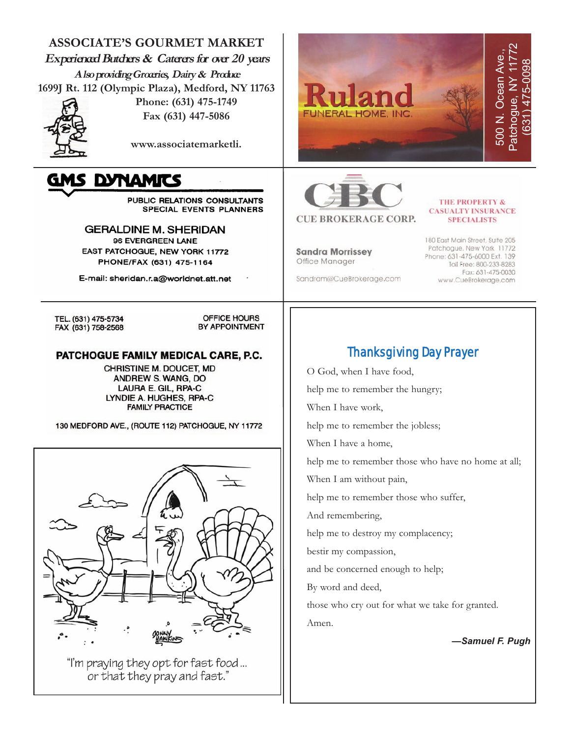**ASSOCIATE'S GOURMET MARKET**

*Experienced Butchers & Caterers for over 20 years*

*Also providing Groceries, Dairy & Produce*

1699J Rt. 112 (Olympic Plaza), Medford, NY 11763

Phone: (631) 475-1749

Fax (631) 447-5086

www.associatemarketli.

---

**Ruland**
FUNERAL HOME, INC.

500 N. Ocean Ave.,
Patchogue, NY 11772
(631) 475-0098

---

**GMS DYNAMICS**

PUBLIC RELATIONS CONSULTANTS
SPECIAL EVENTS PLANNERS

GERALDINE M. SHERIDAN
96 EVERGREEN LANE
EAST PATCHOGUE, NEW YORK 11772
PHONE/FAX (631) 475-1164

E-mail: sheridan.r.a@worldnet.att.net

---

**CBC**
CUE BROKERAGE CORP.

THE PROPERTY & CASUALTY INSURANCE SPECIALISTS

Sandra Morrissey
Office Manager

Sandram@CueBrokerage.com

180 East Main Street, Suite 205
Patchogue, New York 11772
Phone: 631-475-6000 Ext. 139
Toll Free: 800-233-8283
Fax: 631-475-0030
www.CueBrokerage.com

---

TEL. (631) 475-5734
FAX (631) 758-2568

OFFICE HOURS
BY APPOINTMENT

**PATCHOGUE FAMILY MEDICAL CARE, P.C.**

CHRISTINE M. DOUCET, MD
ANDREW S. WANG, DO
LAURA E. GIL, RPA-C
LYNDIE A. HUGHES, RPA-C
FAMILY PRACTICE

130 MEDFORD AVE., (ROUTE 112) PATCHOGUE, NY 11772

---

"I'm praying they opt for fast food... or that they pray and fast."

---

## Thanksgiving Day Prayer

O God, when I have food,
help me to remember the hungry;
When I have work,
help me to remember the jobless;
When I have a home,
help me to remember those who have no home at all;
When I am without pain,
help me to remember those who suffer,
And remembering,
help me to destroy my complacency;
bestir my compassion,
and be concerned enough to help;
By word and deed,
those who cry out for what we take for granted.
Amen.

***—Samuel F. Pugh***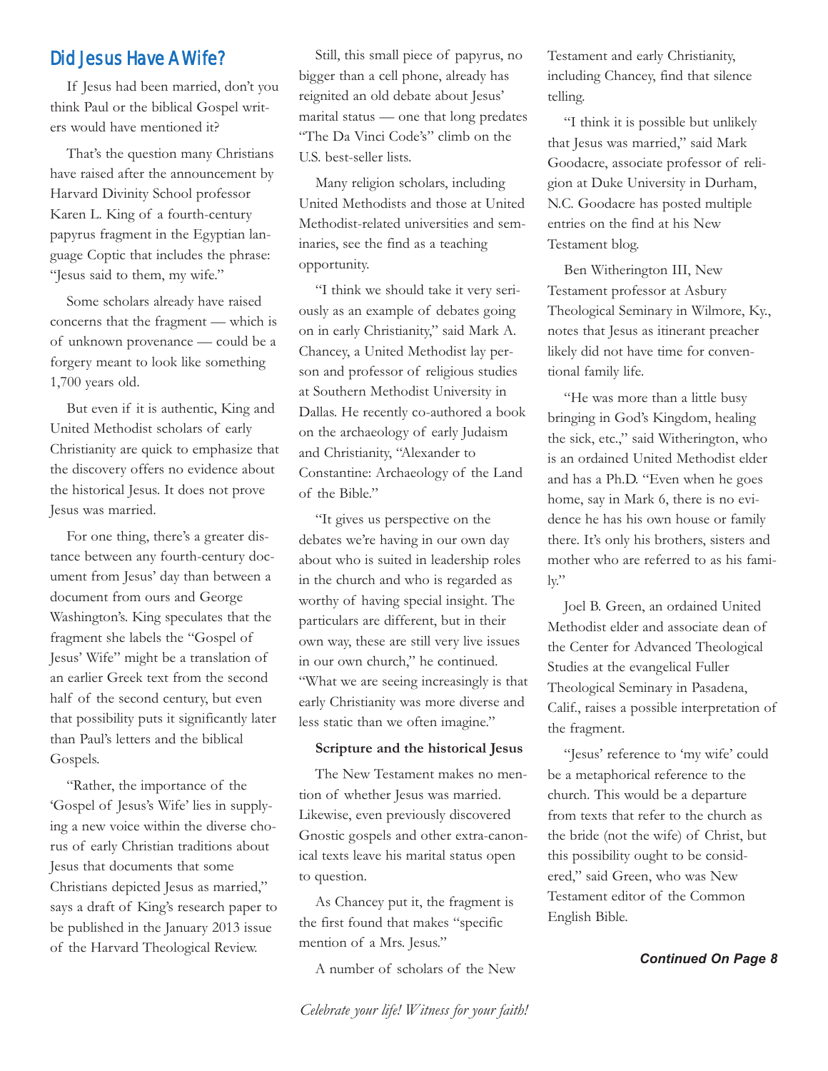## Did Jesus Have A Wife?

If Jesus had been married, don't you think Paul or the biblical Gospel writers would have mentioned it?

That's the question many Christians have raised after the announcement by Harvard Divinity School professor Karen L. King of a fourth-century papyrus fragment in the Egyptian language Coptic that includes the phrase: "Jesus said to them, my wife."

Some scholars already have raised concerns that the fragment — which is of unknown provenance — could be a forgery meant to look like something 1,700 years old.

But even if it is authentic, King and United Methodist scholars of early Christianity are quick to emphasize that the discovery offers no evidence about the historical Jesus. It does not prove Jesus was married.

For one thing, there's a greater distance between any fourth-century document from Jesus' day than between a document from ours and George Washington's. King speculates that the fragment she labels the "Gospel of Jesus' Wife" might be a translation of an earlier Greek text from the second half of the second century, but even that possibility puts it significantly later than Paul's letters and the biblical Gospels.

"Rather, the importance of the 'Gospel of Jesus's Wife' lies in supplying a new voice within the diverse chorus of early Christian traditions about Jesus that documents that some Christians depicted Jesus as married," says a draft of King's research paper to be published in the January 2013 issue of the Harvard Theological Review.

Still, this small piece of papyrus, no bigger than a cell phone, already has reignited an old debate about Jesus' marital status — one that long predates "The Da Vinci Code's" climb on the U.S. best-seller lists.

Many religion scholars, including United Methodists and those at United Methodist-related universities and seminaries, see the find as a teaching opportunity.

"I think we should take it very seriously as an example of debates going on in early Christianity," said Mark A. Chancey, a United Methodist lay person and professor of religious studies at Southern Methodist University in Dallas. He recently co-authored a book on the archaeology of early Judaism and Christianity, "Alexander to Constantine: Archaeology of the Land of the Bible."

"It gives us perspective on the debates we're having in our own day about who is suited in leadership roles in the church and who is regarded as worthy of having special insight. The particulars are different, but in their own way, these are still very live issues in our own church," he continued. "What we are seeing increasingly is that early Christianity was more diverse and less static than we often imagine."

**Scripture and the historical Jesus**

The New Testament makes no mention of whether Jesus was married. Likewise, even previously discovered Gnostic gospels and other extra-canonical texts leave his marital status open to question.

As Chancey put it, the fragment is the first found that makes "specific mention of a Mrs. Jesus."

A number of scholars of the New Testament and early Christianity, including Chancey, find that silence telling.

"I think it is possible but unlikely that Jesus was married," said Mark Goodacre, associate professor of religion at Duke University in Durham, N.C. Goodacre has posted multiple entries on the find at his New Testament blog.

Ben Witherington III, New Testament professor at Asbury Theological Seminary in Wilmore, Ky., notes that Jesus as itinerant preacher likely did not have time for conventional family life.

"He was more than a little busy bringing in God's Kingdom, healing the sick, etc.," said Witherington, who is an ordained United Methodist elder and has a Ph.D. "Even when he goes home, say in Mark 6, there is no evidence he has his own house or family there. It's only his brothers, sisters and mother who are referred to as his family."

Joel B. Green, an ordained United Methodist elder and associate dean of the Center for Advanced Theological Studies at the evangelical Fuller Theological Seminary in Pasadena, Calif., raises a possible interpretation of the fragment.

"Jesus' reference to 'my wife' could be a metaphorical reference to the church. This would be a departure from texts that refer to the church as the bride (not the wife) of Christ, but this possibility ought to be considered," said Green, who was New Testament editor of the Common English Bible.

***Continued On Page 8***

*Celebrate your life! Witness for your faith!*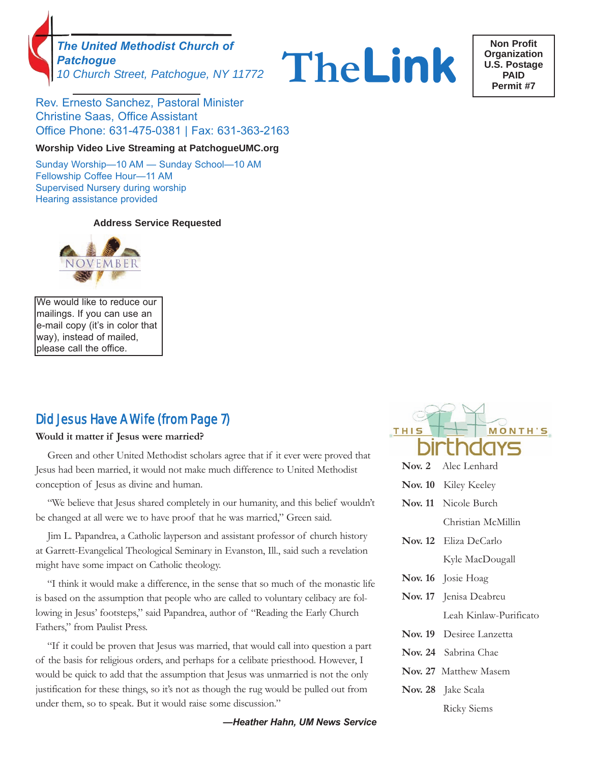**The United Methodist Church of Patchogue**
*10 Church Street, Patchogue, NY 11772*

# The Link

Non Profit Organization
U.S. Postage
PAID
Permit #7

Rev. Ernesto Sanchez, Pastoral Minister
Christine Saas, Office Assistant
Office Phone: 631-475-0381 | Fax: 631-363-2163

**Worship Video Live Streaming at PatchogueUMC.org**

Sunday Worship—10 AM — Sunday School—10 AM
Fellowship Coffee Hour—11 AM
Supervised Nursery during worship
Hearing assistance provided

**Address Service Requested**

NOVEMBER

We would like to reduce our mailings. If you can use an e-mail copy (it's in color that way), instead of mailed, please call the office.

## Did Jesus Have A Wife (from Page 7)

**Would it matter if Jesus were married?**

Green and other United Methodist scholars agree that if it ever were proved that Jesus had been married, it would not make much difference to United Methodist conception of Jesus as divine and human.

"We believe that Jesus shared completely in our humanity, and this belief wouldn't be changed at all were we to have proof that he was married," Green said.

Jim L. Papandrea, a Catholic layperson and assistant professor of church history at Garrett-Evangelical Theological Seminary in Evanston, Ill., said such a revelation might have some impact on Catholic theology.

"I think it would make a difference, in the sense that so much of the monastic life is based on the assumption that people who are called to voluntary celibacy are following in Jesus' footsteps," said Papandrea, author of "Reading the Early Church Fathers," from Paulist Press.

"If it could be proven that Jesus was married, that would call into question a part of the basis for religious orders, and perhaps for a celibate priesthood. However, I would be quick to add that the assumption that Jesus was unmarried is not the only justification for these things, so it's not as though the rug would be pulled out from under them, so to speak. But it would raise some discussion."

***—Heather Hahn, UM News Service***

## This Month's Birthdays

**Nov. 2** Alec Lenhard
**Nov. 10** Kiley Keeley
**Nov. 11** Nicole Burch
Christian McMillin
**Nov. 12** Eliza DeCarlo
Kyle MacDougall
**Nov. 16** Josie Hoag
**Nov. 17** Jenisa Deabreu
Leah Kinlaw-Purificato
**Nov. 19** Desiree Lanzetta
**Nov. 24** Sabrina Chae
**Nov. 27** Matthew Masem
**Nov. 28** Jake Scala
Ricky Siems